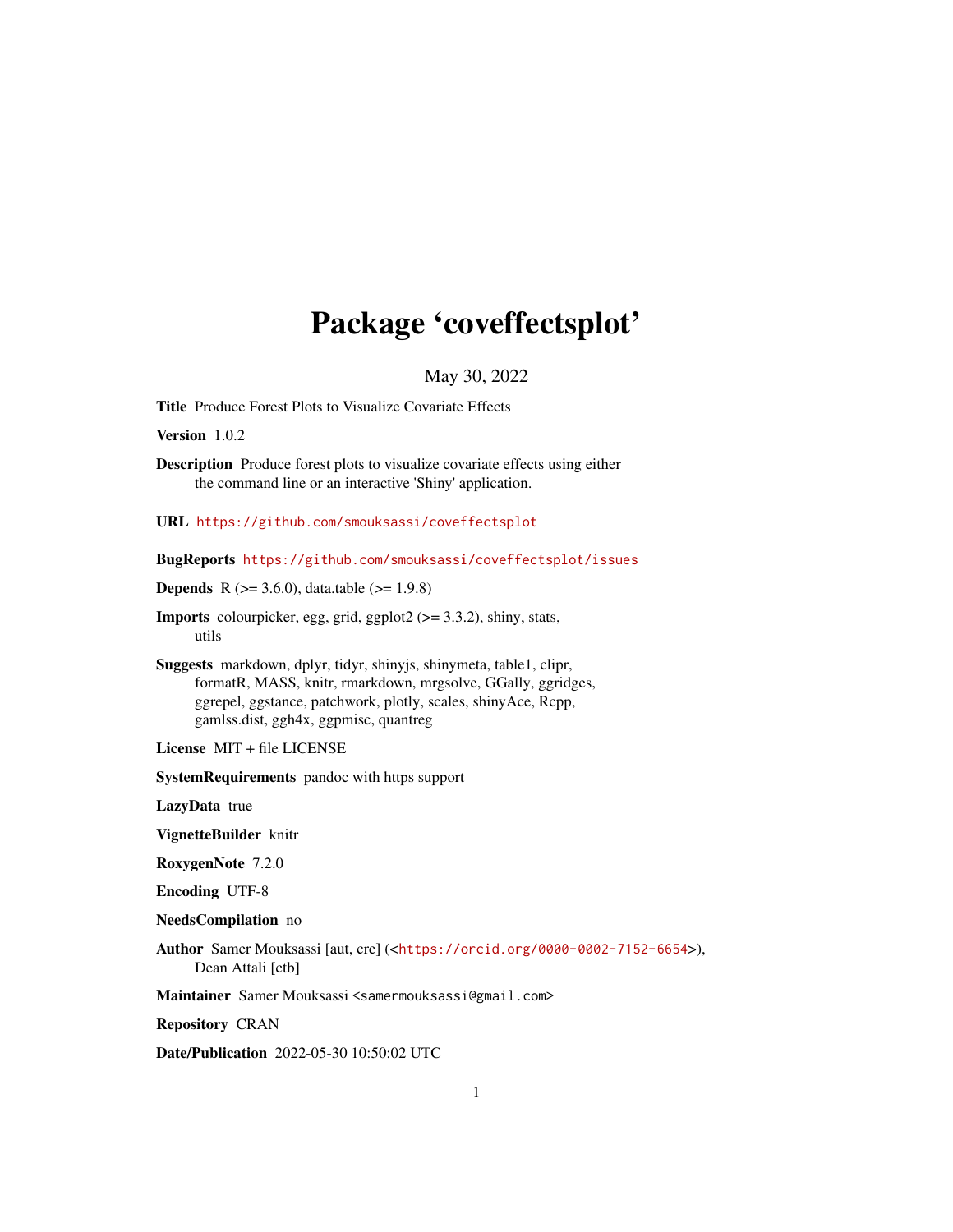# Package 'coveffectsplot'

May 30, 2022

**Title** Produce Forest Plots to Visualize Covariate Effects

**Version** 1.0.2

**Description** Produce forest plots to visualize covariate effects using either the command line or an interactive 'Shiny' application.

**URL** https://github.com/smouksassi/coveffectsplot

**BugReports** https://github.com/smouksassi/coveffectsplot/issues

**Depends** R (>= 3.6.0), data.table (>= 1.9.8)

**Imports** colourpicker, egg, grid, ggplot2 (>= 3.3.2), shiny, stats, utils

**Suggests** markdown, dplyr, tidyr, shinyjs, shinymeta, table1, clipr, formatR, MASS, knitr, rmarkdown, mrgsolve, GGally, ggridges, ggrepel, ggstance, patchwork, plotly, scales, shinyAce, Rcpp, gamlss.dist, ggh4x, ggpmisc, quantreg

**License** MIT + file LICENSE

**SystemRequirements** pandoc with https support

**LazyData** true

**VignetteBuilder** knitr

**RoxygenNote** 7.2.0

**Encoding** UTF-8

**NeedsCompilation** no

**Author** Samer Mouksassi [aut, cre] (<https://orcid.org/0000-0002-7152-6654>), Dean Attali [ctb]

**Maintainer** Samer Mouksassi <samermouksassi@gmail.com>

**Repository** CRAN

**Date/Publication** 2022-05-30 10:50:02 UTC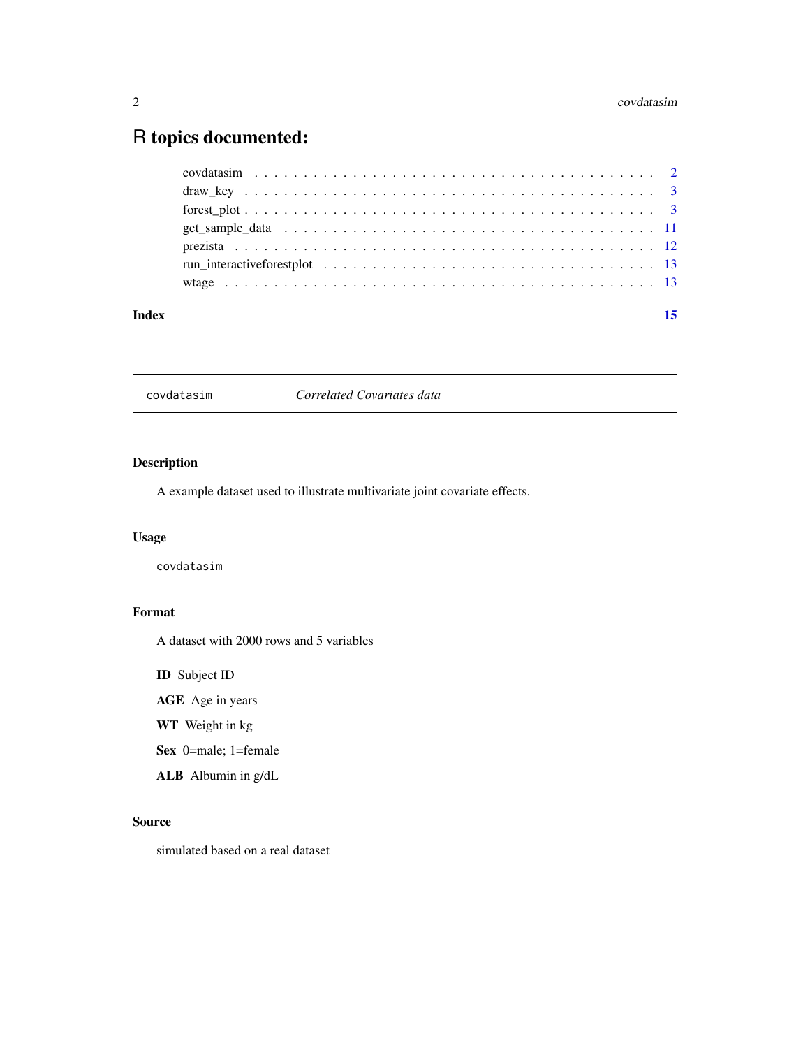# R topics documented:

covdatasim . . . . . . . . . . . . . . . . . . . . . . . . . . . . . . . . . . . . . . . . 2
draw_key . . . . . . . . . . . . . . . . . . . . . . . . . . . . . . . . . . . . . . . . 3
forest_plot . . . . . . . . . . . . . . . . . . . . . . . . . . . . . . . . . . . . . . . . 3
get_sample_data . . . . . . . . . . . . . . . . . . . . . . . . . . . . . . . . . . . . . . 11
prezista . . . . . . . . . . . . . . . . . . . . . . . . . . . . . . . . . . . . . . . . 12
run_interactiveforestplot . . . . . . . . . . . . . . . . . . . . . . . . . . . . . . . . 13
wtage . . . . . . . . . . . . . . . . . . . . . . . . . . . . . . . . . . . . . . . . 13

**Index** **15**

---

## covdatasim — *Correlated Covariates data*

---

### Description

A example dataset used to illustrate multivariate joint covariate effects.

### Usage

```
covdatasim
```

### Format

A dataset with 2000 rows and 5 variables

**ID** Subject ID

**AGE** Age in years

**WT** Weight in kg

**Sex** 0=male; 1=female

**ALB** Albumin in g/dL

### Source

simulated based on a real dataset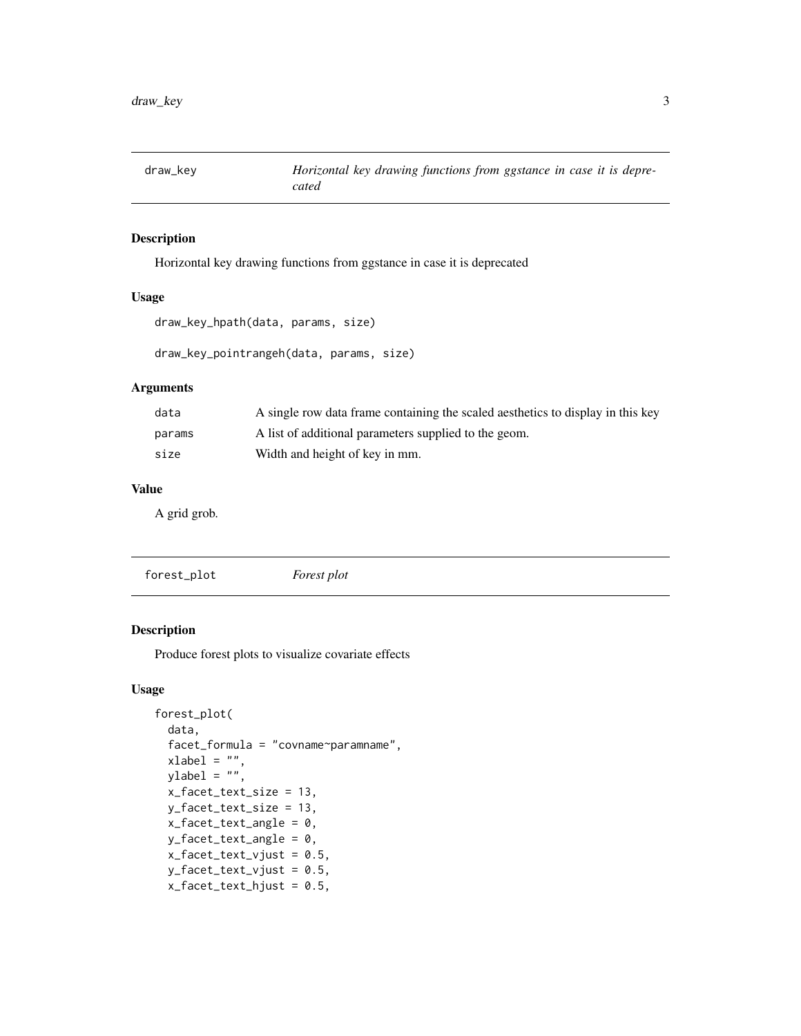## draw_key — *Horizontal key drawing functions from ggstance in case it is deprecated*

### Description

Horizontal key drawing functions from ggstance in case it is deprecated

### Usage

```
draw_key_hpath(data, params, size)

draw_key_pointrangeh(data, params, size)
```

### Arguments

| | |
|---|---|
| data | A single row data frame containing the scaled aesthetics to display in this key |
| params | A list of additional parameters supplied to the geom. |
| size | Width and height of key in mm. |

### Value

A grid grob.

## forest_plot — *Forest plot*

### Description

Produce forest plots to visualize covariate effects

### Usage

```
forest_plot(
  data,
  facet_formula = "covname~paramname",
  xlabel = "",
  ylabel = "",
  x_facet_text_size = 13,
  y_facet_text_size = 13,
  x_facet_text_angle = 0,
  y_facet_text_angle = 0,
  x_facet_text_vjust = 0.5,
  y_facet_text_vjust = 0.5,
  x_facet_text_hjust = 0.5,
```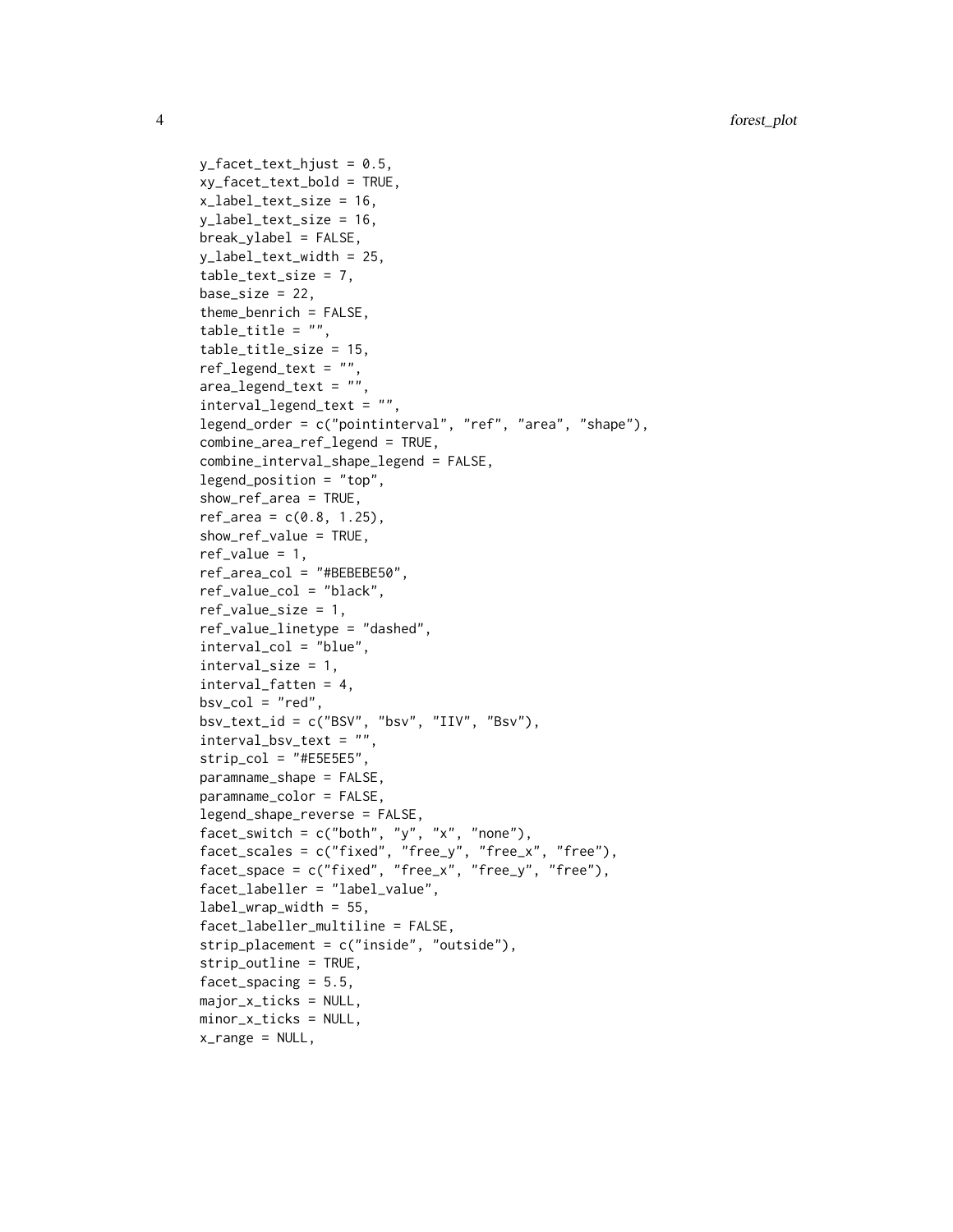```
  y_facet_text_hjust = 0.5,
  xy_facet_text_bold = TRUE,
  x_label_text_size = 16,
  y_label_text_size = 16,
  break_ylabel = FALSE,
  y_label_text_width = 25,
  table_text_size = 7,
  base_size = 22,
  theme_benrich = FALSE,
  table_title = "",
  table_title_size = 15,
  ref_legend_text = "",
  area_legend_text = "",
  interval_legend_text = "",
  legend_order = c("pointinterval", "ref", "area", "shape"),
  combine_area_ref_legend = TRUE,
  combine_interval_shape_legend = FALSE,
  legend_position = "top",
  show_ref_area = TRUE,
  ref_area = c(0.8, 1.25),
  show_ref_value = TRUE,
  ref_value = 1,
  ref_area_col = "#BEBEBE50",
  ref_value_col = "black",
  ref_value_size = 1,
  ref_value_linetype = "dashed",
  interval_col = "blue",
  interval_size = 1,
  interval_fatten = 4,
  bsv_col = "red",
  bsv_text_id = c("BSV", "bsv", "IIV", "Bsv"),
  interval_bsv_text = "",
  strip_col = "#E5E5E5",
  paramname_shape = FALSE,
  paramname_color = FALSE,
  legend_shape_reverse = FALSE,
  facet_switch = c("both", "y", "x", "none"),
  facet_scales = c("fixed", "free_y", "free_x", "free"),
  facet_space = c("fixed", "free_x", "free_y", "free"),
  facet_labeller = "label_value",
  label_wrap_width = 55,
  facet_labeller_multiline = FALSE,
  strip_placement = c("inside", "outside"),
  strip_outline = TRUE,
  facet_spacing = 5.5,
  major_x_ticks = NULL,
  minor_x_ticks = NULL,
  x_range = NULL,
```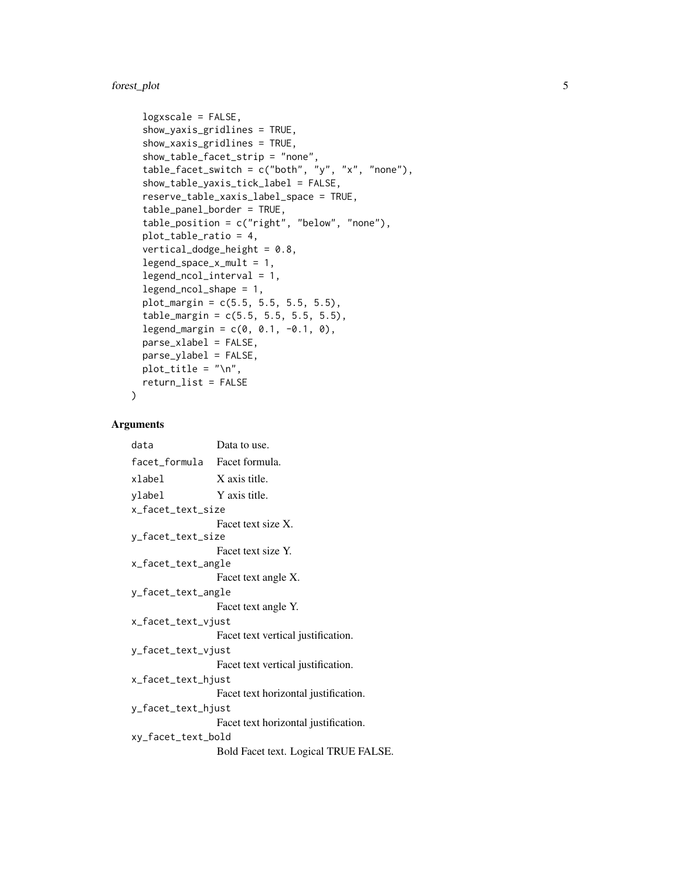```
  logxscale = FALSE,
  show_yaxis_gridlines = TRUE,
  show_xaxis_gridlines = TRUE,
  show_table_facet_strip = "none",
  table_facet_switch = c("both", "y", "x", "none"),
  show_table_yaxis_tick_label = FALSE,
  reserve_table_xaxis_label_space = TRUE,
  table_panel_border = TRUE,
  table_position = c("right", "below", "none"),
  plot_table_ratio = 4,
  vertical_dodge_height = 0.8,
  legend_space_x_mult = 1,
  legend_ncol_interval = 1,
  legend_ncol_shape = 1,
  plot_margin = c(5.5, 5.5, 5.5, 5.5),
  table_margin = c(5.5, 5.5, 5.5, 5.5),
  legend_margin = c(0, 0.1, -0.1, 0),
  parse_xlabel = FALSE,
  parse_ylabel = FALSE,
  plot_title = "\n",
  return_list = FALSE
)
```

## Arguments

- `data` Data to use.
- `facet_formula` Facet formula.
- `xlabel` X axis title.
- `ylabel` Y axis title.
- `x_facet_text_size` Facet text size X.
- `y_facet_text_size` Facet text size Y.
- `x_facet_text_angle` Facet text angle X.
- `y_facet_text_angle` Facet text angle Y.
- `x_facet_text_vjust` Facet text vertical justification.
- `y_facet_text_vjust` Facet text vertical justification.
- `x_facet_text_hjust` Facet text horizontal justification.
- `y_facet_text_hjust` Facet text horizontal justification.
- `xy_facet_text_bold` Bold Facet text. Logical TRUE FALSE.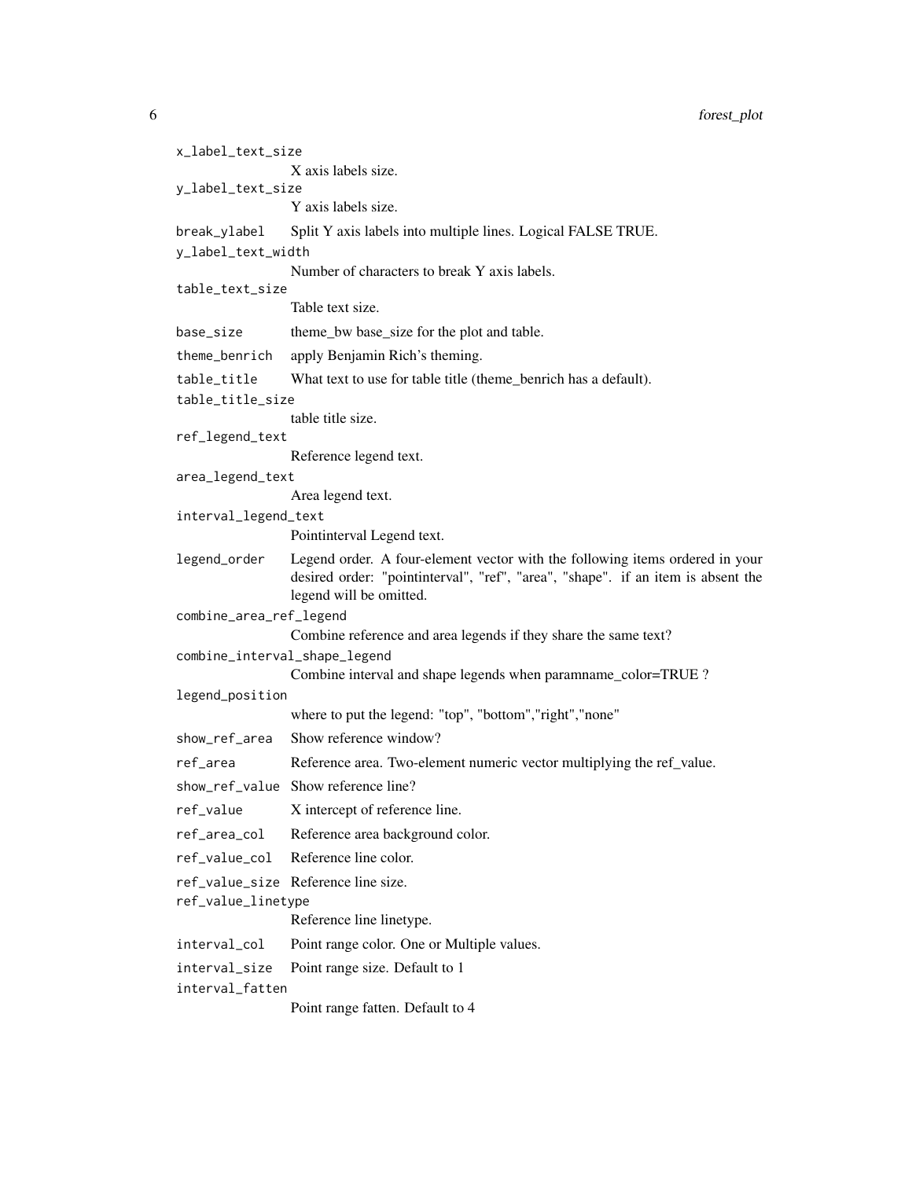`x_label_text_size`
: X axis labels size.

`y_label_text_size`
: Y axis labels size.

`break_ylabel`
: Split Y axis labels into multiple lines. Logical FALSE TRUE.

`y_label_text_width`
: Number of characters to break Y axis labels.

`table_text_size`
: Table text size.

`base_size`
: theme_bw base_size for the plot and table.

`theme_benrich`
: apply Benjamin Rich's theming.

`table_title`
: What text to use for table title (theme_benrich has a default).

`table_title_size`
: table title size.

`ref_legend_text`
: Reference legend text.

`area_legend_text`
: Area legend text.

`interval_legend_text`
: Pointinterval Legend text.

`legend_order`
: Legend order. A four-element vector with the following items ordered in your desired order: "pointinterval", "ref", "area", "shape". if an item is absent the legend will be omitted.

`combine_area_ref_legend`
: Combine reference and area legends if they share the same text?

`combine_interval_shape_legend`
: Combine interval and shape legends when paramname_color=TRUE ?

`legend_position`
: where to put the legend: "top", "bottom","right","none"

`show_ref_area`
: Show reference window?

`ref_area`
: Reference area. Two-element numeric vector multiplying the ref_value.

`show_ref_value`
: Show reference line?

`ref_value`
: X intercept of reference line.

`ref_area_col`
: Reference area background color.

`ref_value_col`
: Reference line color.

`ref_value_size`
: Reference line size.

`ref_value_linetype`
: Reference line linetype.

`interval_col`
: Point range color. One or Multiple values.

`interval_size`
: Point range size. Default to 1

`interval_fatten`
: Point range fatten. Default to 4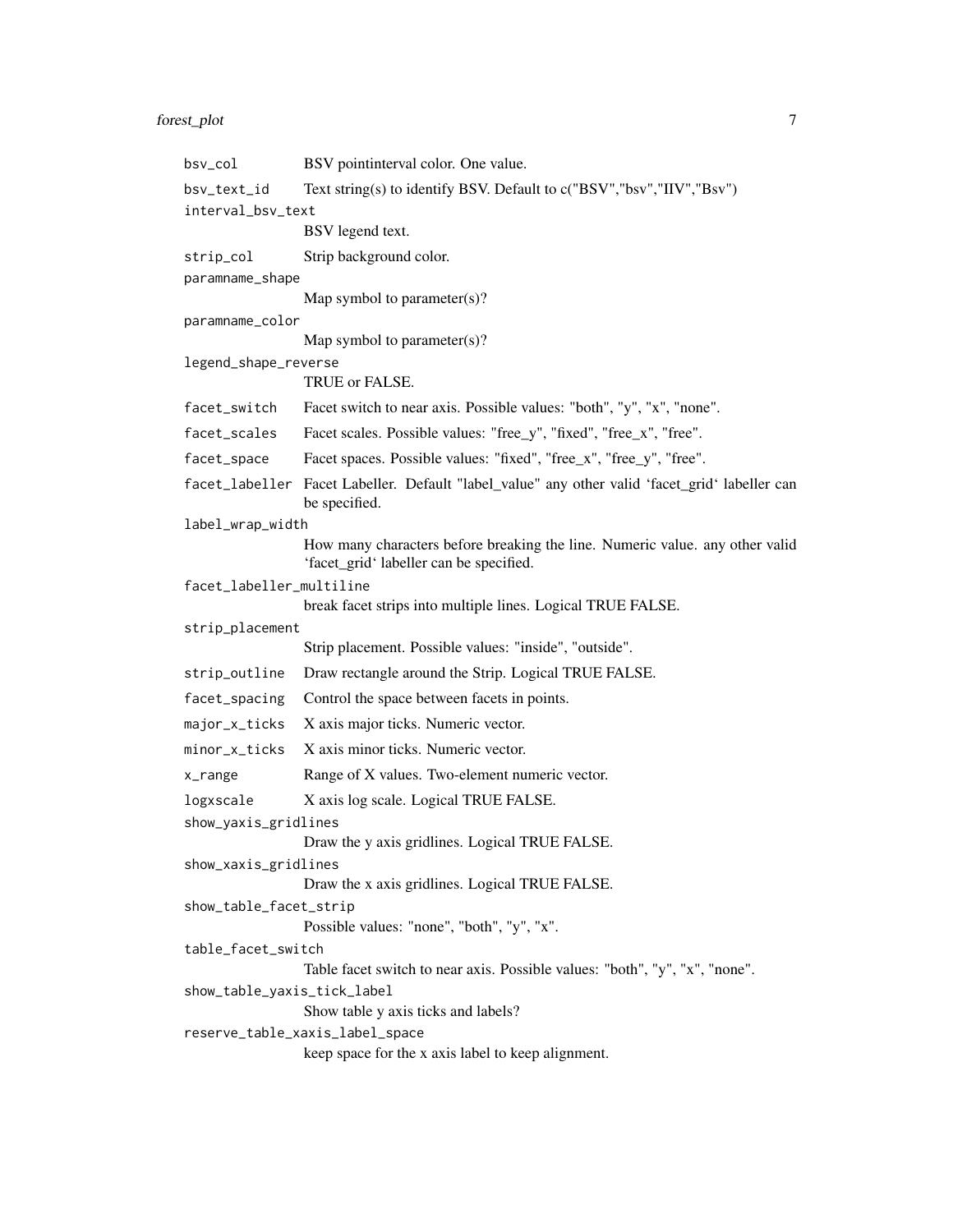`bsv_col` BSV pointinterval color. One value.

`bsv_text_id` Text string(s) to identify BSV. Default to c("BSV","bsv","IIV","Bsv")

`interval_bsv_text`
BSV legend text.

`strip_col` Strip background color.

`paramname_shape`
Map symbol to parameter(s)?

`paramname_color`
Map symbol to parameter(s)?

`legend_shape_reverse`
TRUE or FALSE.

`facet_switch` Facet switch to near axis. Possible values: "both", "y", "x", "none".

`facet_scales` Facet scales. Possible values: "free_y", "fixed", "free_x", "free".

`facet_space` Facet spaces. Possible values: "fixed", "free_x", "free_y", "free".

`facet_labeller` Facet Labeller. Default "label_value" any other valid 'facet_grid' labeller can be specified.

`label_wrap_width`
How many characters before breaking the line. Numeric value. any other valid 'facet_grid' labeller can be specified.

`facet_labeller_multiline`
break facet strips into multiple lines. Logical TRUE FALSE.

`strip_placement`
Strip placement. Possible values: "inside", "outside".

`strip_outline` Draw rectangle around the Strip. Logical TRUE FALSE.

`facet_spacing` Control the space between facets in points.

`major_x_ticks` X axis major ticks. Numeric vector.

`minor_x_ticks` X axis minor ticks. Numeric vector.

`x_range` Range of X values. Two-element numeric vector.

`logxscale` X axis log scale. Logical TRUE FALSE.

`show_yaxis_gridlines`
Draw the y axis gridlines. Logical TRUE FALSE.

`show_xaxis_gridlines`
Draw the x axis gridlines. Logical TRUE FALSE.

`show_table_facet_strip`
Possible values: "none", "both", "y", "x".

`table_facet_switch`
Table facet switch to near axis. Possible values: "both", "y", "x", "none".

`show_table_yaxis_tick_label`
Show table y axis ticks and labels?

`reserve_table_xaxis_label_space`
keep space for the x axis label to keep alignment.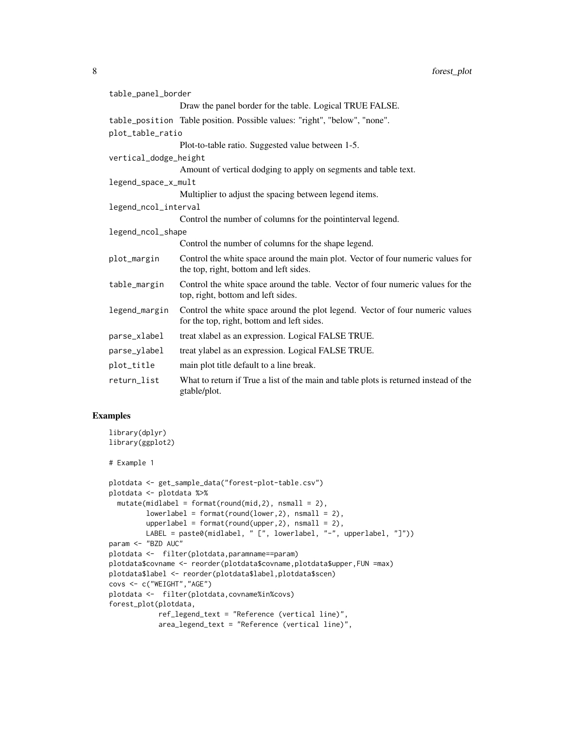table_panel_border
: Draw the panel border for the table. Logical TRUE FALSE.

table_position
: Table position. Possible values: "right", "below", "none".

plot_table_ratio
: Plot-to-table ratio. Suggested value between 1-5.

vertical_dodge_height
: Amount of vertical dodging to apply on segments and table text.

legend_space_x_mult
: Multiplier to adjust the spacing between legend items.

legend_ncol_interval
: Control the number of columns for the pointinterval legend.

legend_ncol_shape
: Control the number of columns for the shape legend.

plot_margin
: Control the white space around the main plot. Vector of four numeric values for the top, right, bottom and left sides.

table_margin
: Control the white space around the table. Vector of four numeric values for the top, right, bottom and left sides.

legend_margin
: Control the white space around the plot legend. Vector of four numeric values for the top, right, bottom and left sides.

parse_xlabel
: treat xlabel as an expression. Logical FALSE TRUE.

parse_ylabel
: treat ylabel as an expression. Logical FALSE TRUE.

plot_title
: main plot title default to a line break.

return_list
: What to return if True a list of the main and table plots is returned instead of the gtable/plot.

## Examples

```
library(dplyr)
library(ggplot2)

# Example 1

plotdata <- get_sample_data("forest-plot-table.csv")
plotdata <- plotdata %>%
  mutate(midlabel = format(round(mid,2), nsmall = 2),
         lowerlabel = format(round(lower,2), nsmall = 2),
         upperlabel = format(round(upper,2), nsmall = 2),
         LABEL = paste0(midlabel, " [", lowerlabel, "-", upperlabel, "]"))
param <- "BZD AUC"
plotdata <-  filter(plotdata,paramname==param)
plotdata$covname <- reorder(plotdata$covname,plotdata$upper,FUN =max)
plotdata$label <- reorder(plotdata$label,plotdata$scen)
covs <- c("WEIGHT","AGE")
plotdata <-  filter(plotdata,covname%in%covs)
forest_plot(plotdata,
            ref_legend_text = "Reference (vertical line)",
            area_legend_text = "Reference (vertical line)",
```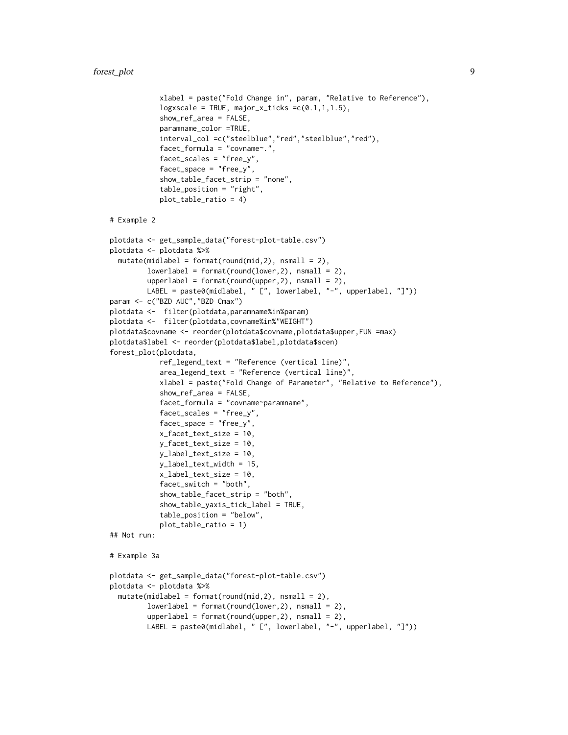```
            xlabel = paste("Fold Change in", param, "Relative to Reference"),
            logxscale = TRUE, major_x_ticks =c(0.1,1,1.5),
            show_ref_area = FALSE,
            paramname_color =TRUE,
            interval_col =c("steelblue","red","steelblue","red"),
            facet_formula = "covname~.",
            facet_scales = "free_y",
            facet_space = "free_y",
            show_table_facet_strip = "none",
            table_position = "right",
            plot_table_ratio = 4)

# Example 2

plotdata <- get_sample_data("forest-plot-table.csv")
plotdata <- plotdata %>%
  mutate(midlabel = format(round(mid,2), nsmall = 2),
         lowerlabel = format(round(lower,2), nsmall = 2),
         upperlabel = format(round(upper,2), nsmall = 2),
         LABEL = paste0(midlabel, " [", lowerlabel, "-", upperlabel, "]"))
param <- c("BZD AUC","BZD Cmax")
plotdata <-  filter(plotdata,paramname%in%param)
plotdata <-  filter(plotdata,covname%in%"WEIGHT")
plotdata$covname <- reorder(plotdata$covname,plotdata$upper,FUN =max)
plotdata$label <- reorder(plotdata$label,plotdata$scen)
forest_plot(plotdata,
            ref_legend_text = "Reference (vertical line)",
            area_legend_text = "Reference (vertical line)",
            xlabel = paste("Fold Change of Parameter", "Relative to Reference"),
            show_ref_area = FALSE,
            facet_formula = "covname~paramname",
            facet_scales = "free_y",
            facet_space = "free_y",
            x_facet_text_size = 10,
            y_facet_text_size = 10,
            y_label_text_size = 10,
            y_label_text_width = 15,
            x_label_text_size = 10,
            facet_switch = "both",
            show_table_facet_strip = "both",
            show_table_yaxis_tick_label = TRUE,
            table_position = "below",
            plot_table_ratio = 1)
## Not run:

# Example 3a

plotdata <- get_sample_data("forest-plot-table.csv")
plotdata <- plotdata %>%
  mutate(midlabel = format(round(mid,2), nsmall = 2),
         lowerlabel = format(round(lower,2), nsmall = 2),
         upperlabel = format(round(upper,2), nsmall = 2),
         LABEL = paste0(midlabel, " [", lowerlabel, "-", upperlabel, "]"))
```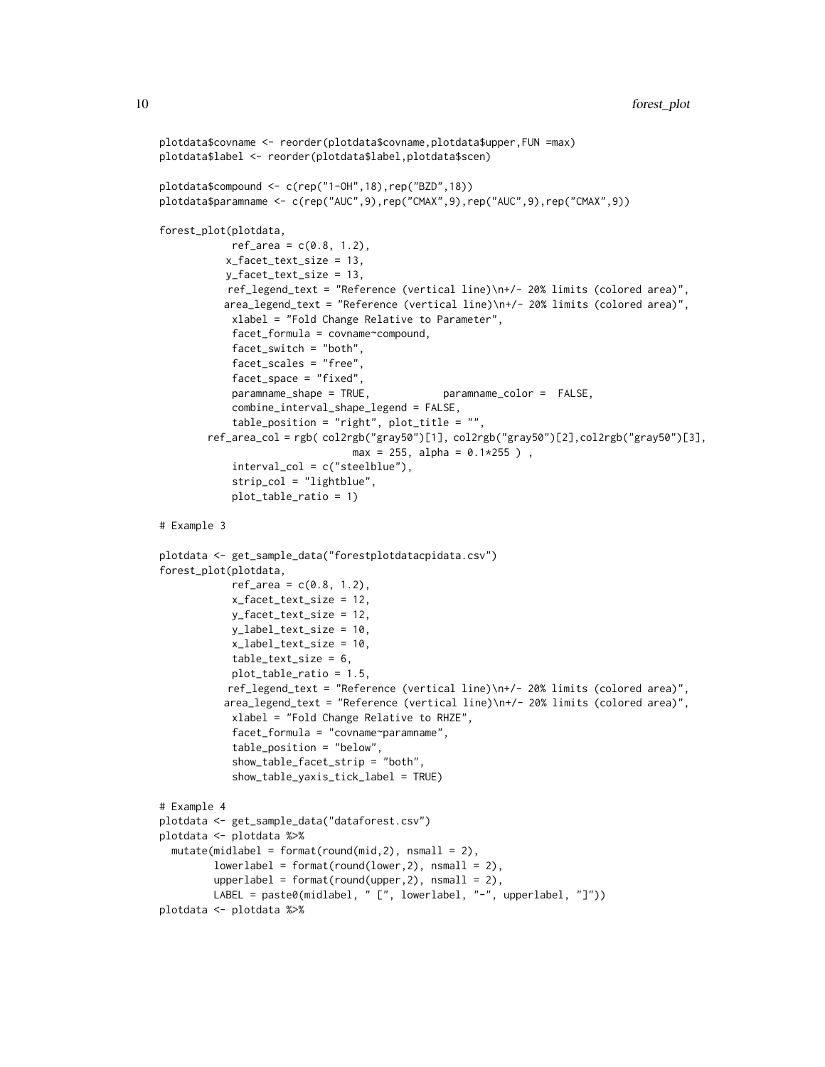```
plotdata$covname <- reorder(plotdata$covname,plotdata$upper,FUN =max)
plotdata$label <- reorder(plotdata$label,plotdata$scen)

plotdata$compound <- c(rep("1-OH",18),rep("BZD",18))
plotdata$paramname <- c(rep("AUC",9),rep("CMAX",9),rep("AUC",9),rep("CMAX",9))

forest_plot(plotdata,
             ref_area = c(0.8, 1.2),
            x_facet_text_size = 13,
            y_facet_text_size = 13,
            ref_legend_text = "Reference (vertical line)\n+/- 20% limits (colored area)",
           area_legend_text = "Reference (vertical line)\n+/- 20% limits (colored area)",
             xlabel = "Fold Change Relative to Parameter",
             facet_formula = covname~compound,
             facet_switch = "both",
             facet_scales = "free",
             facet_space = "fixed",
             paramname_shape = TRUE,            paramname_color =  FALSE,
             combine_interval_shape_legend = FALSE,
             table_position = "right", plot_title = "",
         ref_area_col = rgb( col2rgb("gray50")[1], col2rgb("gray50")[2],col2rgb("gray50")[3],
                             max = 255, alpha = 0.1*255 ) ,
             interval_col = c("steelblue"),
             strip_col = "lightblue",
             plot_table_ratio = 1)

# Example 3

plotdata <- get_sample_data("forestplotdatacpidata.csv")
forest_plot(plotdata,
             ref_area = c(0.8, 1.2),
             x_facet_text_size = 12,
             y_facet_text_size = 12,
             y_label_text_size = 10,
             x_label_text_size = 10,
             table_text_size = 6,
             plot_table_ratio = 1.5,
            ref_legend_text = "Reference (vertical line)\n+/- 20% limits (colored area)",
           area_legend_text = "Reference (vertical line)\n+/- 20% limits (colored area)",
             xlabel = "Fold Change Relative to RHZE",
             facet_formula = "covname~paramname",
             table_position = "below",
             show_table_facet_strip = "both",
             show_table_yaxis_tick_label = TRUE)

# Example 4
plotdata <- get_sample_data("dataforest.csv")
plotdata <- plotdata %>%
  mutate(midlabel = format(round(mid,2), nsmall = 2),
         lowerlabel = format(round(lower,2), nsmall = 2),
         upperlabel = format(round(upper,2), nsmall = 2),
         LABEL = paste0(midlabel, " [", lowerlabel, "-", upperlabel, "]"))
plotdata <- plotdata %>%
```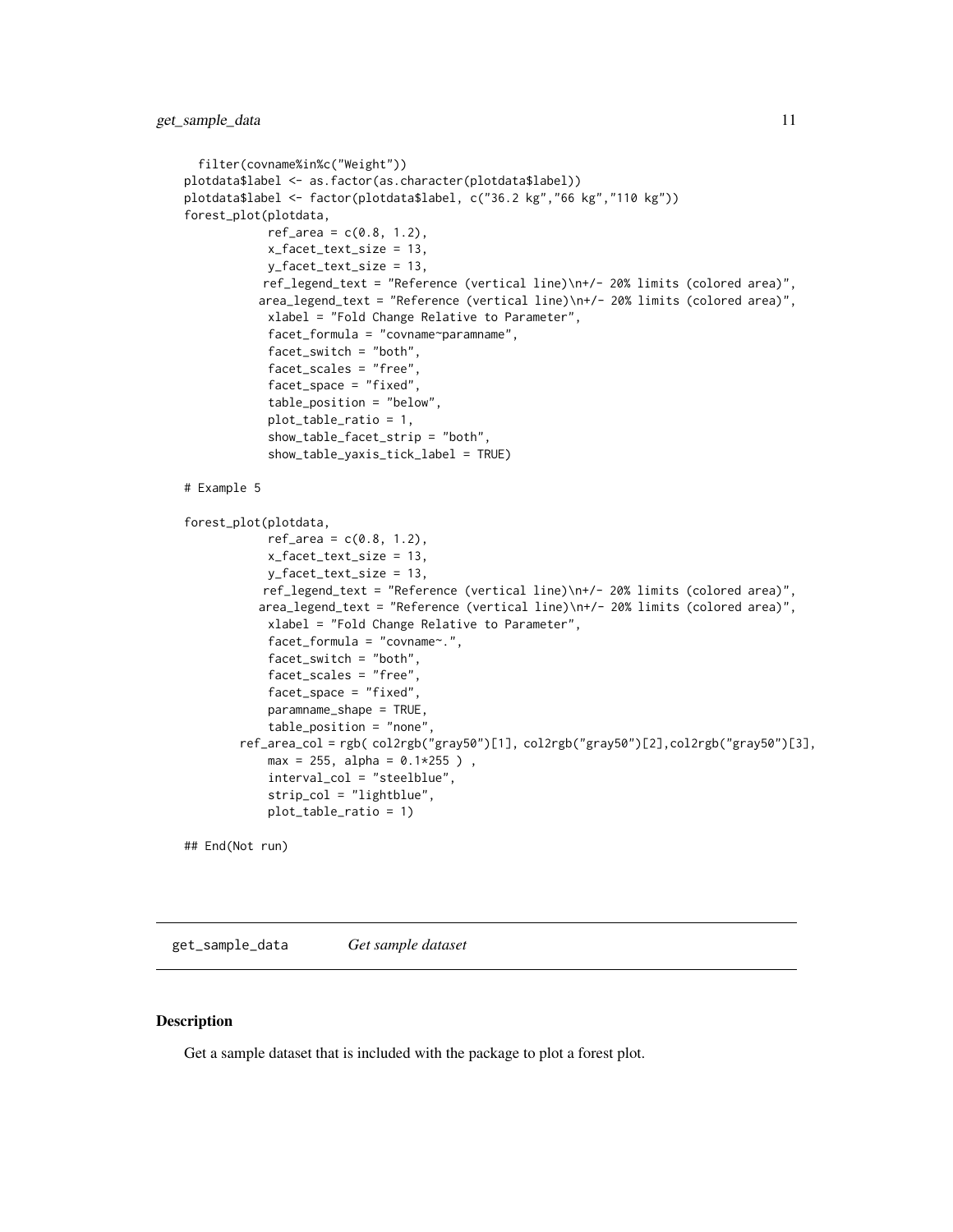```
  filter(covname%in%c("Weight"))
plotdata$label <- as.factor(as.character(plotdata$label))
plotdata$label <- factor(plotdata$label, c("36.2 kg","66 kg","110 kg"))
forest_plot(plotdata,
            ref_area = c(0.8, 1.2),
            x_facet_text_size = 13,
            y_facet_text_size = 13,
           ref_legend_text = "Reference (vertical line)\n+/- 20% limits (colored area)",
          area_legend_text = "Reference (vertical line)\n+/- 20% limits (colored area)",
            xlabel = "Fold Change Relative to Parameter",
            facet_formula = "covname~paramname",
            facet_switch = "both",
            facet_scales = "free",
            facet_space = "fixed",
            table_position = "below",
            plot_table_ratio = 1,
            show_table_facet_strip = "both",
            show_table_yaxis_tick_label = TRUE)

# Example 5

forest_plot(plotdata,
            ref_area = c(0.8, 1.2),
            x_facet_text_size = 13,
            y_facet_text_size = 13,
           ref_legend_text = "Reference (vertical line)\n+/- 20% limits (colored area)",
          area_legend_text = "Reference (vertical line)\n+/- 20% limits (colored area)",
            xlabel = "Fold Change Relative to Parameter",
            facet_formula = "covname~.",
            facet_switch = "both",
            facet_scales = "free",
            facet_space = "fixed",
            paramname_shape = TRUE,
            table_position = "none",
        ref_area_col = rgb( col2rgb("gray50")[1], col2rgb("gray50")[2],col2rgb("gray50")[3],
            max = 255, alpha = 0.1*255 ) ,
            interval_col = "steelblue",
            strip_col = "lightblue",
            plot_table_ratio = 1)

## End(Not run)
```

---

## get_sample_data *Get sample dataset*

### Description

Get a sample dataset that is included with the package to plot a forest plot.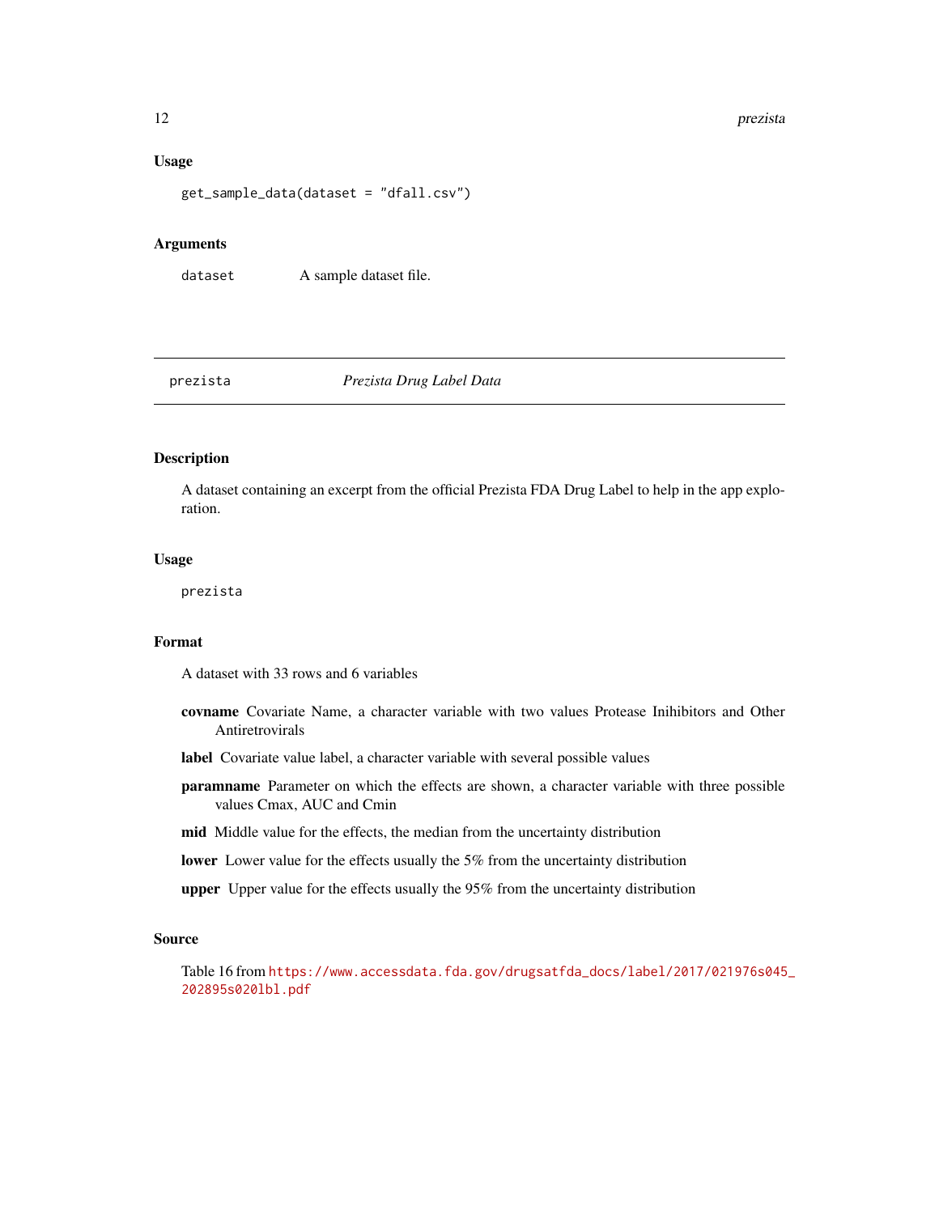### Usage

```
get_sample_data(dataset = "dfall.csv")
```

### Arguments

| | |
|---|---|
| dataset | A sample dataset file. |

---

## prezista — *Prezista Drug Label Data*

---

### Description

A dataset containing an excerpt from the official Prezista FDA Drug Label to help in the app exploration.

### Usage

```
prezista
```

### Format

A dataset with 33 rows and 6 variables

- **covname** Covariate Name, a character variable with two values Protease Inihibitors and Other Antiretrovirals
- **label** Covariate value label, a character variable with several possible values
- **paramname** Parameter on which the effects are shown, a character variable with three possible values Cmax, AUC and Cmin
- **mid** Middle value for the effects, the median from the uncertainty distribution
- **lower** Lower value for the effects usually the 5% from the uncertainty distribution
- **upper** Upper value for the effects usually the 95% from the uncertainty distribution

### Source

Table 16 from https://www.accessdata.fda.gov/drugsatfda_docs/label/2017/021976s045_202895s020lbl.pdf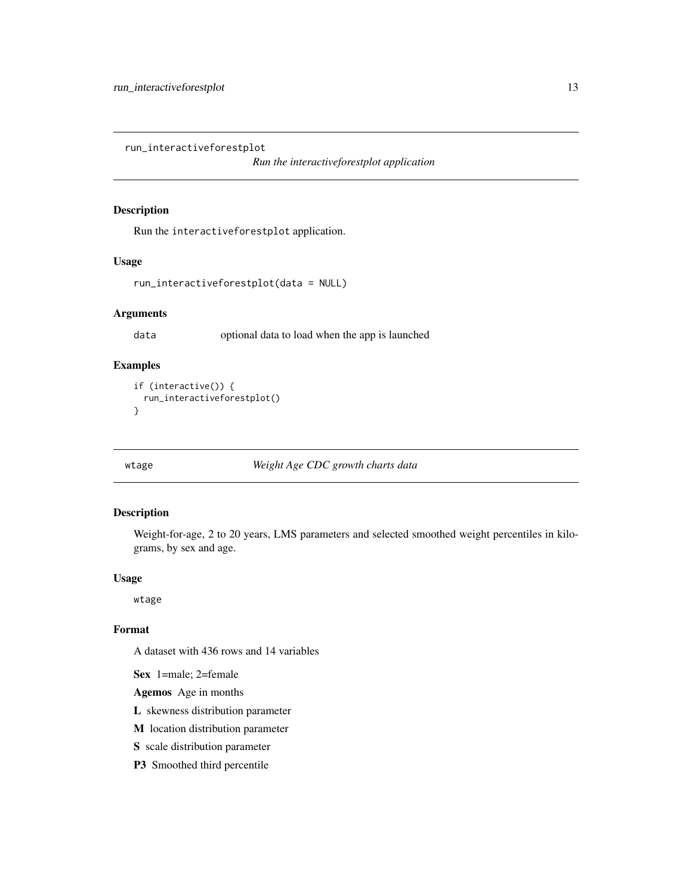## run_interactiveforestplot

*Run the interactiveforestplot application*

### Description

Run the `interactiveforestplot` application.

### Usage

```
run_interactiveforestplot(data = NULL)
```

### Arguments

| | |
|---|---|
| `data` | optional data to load when the app is launched |

### Examples

```
if (interactive()) {
  run_interactiveforestplot()
}
```

## wtage

*Weight Age CDC growth charts data*

### Description

Weight-for-age, 2 to 20 years, LMS parameters and selected smoothed weight percentiles in kilograms, by sex and age.

### Usage

```
wtage
```

### Format

A dataset with 436 rows and 14 variables

**Sex** 1=male; 2=female

**Agemos** Age in months

**L** skewness distribution parameter

**M** location distribution parameter

**S** scale distribution parameter

**P3** Smoothed third percentile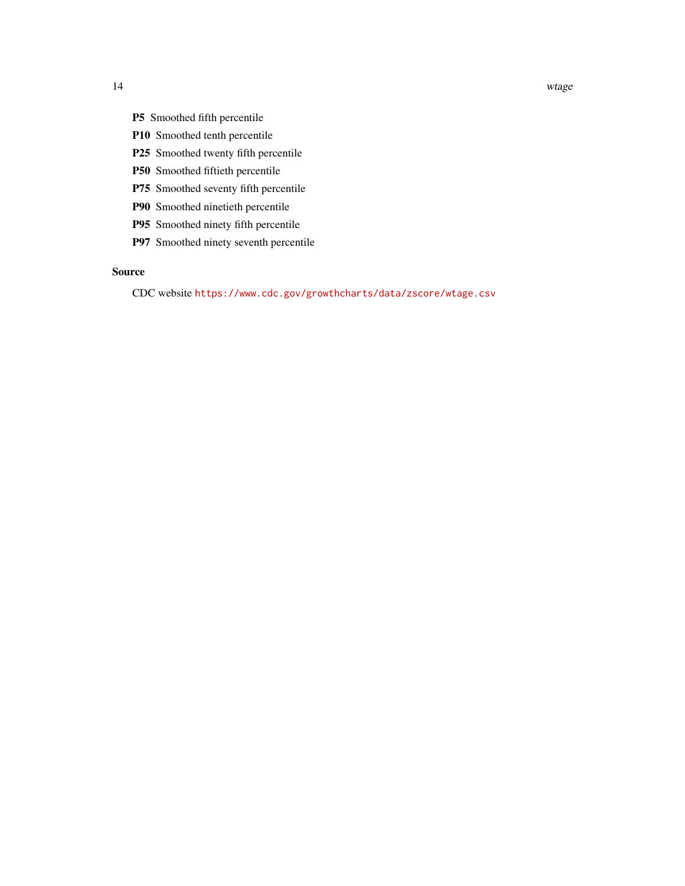**P5** Smoothed fifth percentile

**P10** Smoothed tenth percentile

**P25** Smoothed twenty fifth percentile

**P50** Smoothed fiftieth percentile

**P75** Smoothed seventy fifth percentile

**P90** Smoothed ninetieth percentile

**P95** Smoothed ninety fifth percentile

**P97** Smoothed ninety seventh percentile

### Source

CDC website https://www.cdc.gov/growthcharts/data/zscore/wtage.csv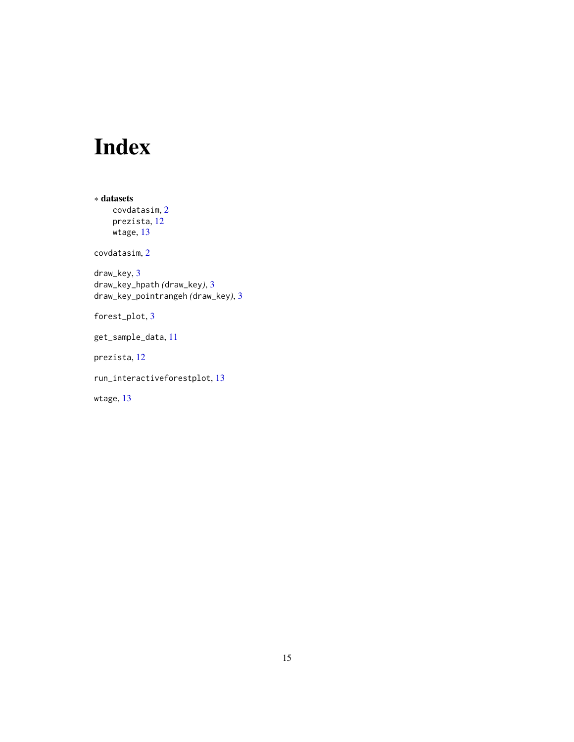# Index

∗ **datasets**
  covdatasim, 2
  prezista, 12
  wtage, 13

covdatasim, 2

draw_key, 3
draw_key_hpath *(*draw_key*)*, 3
draw_key_pointrangeh *(*draw_key*)*, 3

forest_plot, 3

get_sample_data, 11

prezista, 12

run_interactiveforestplot, 13

wtage, 13